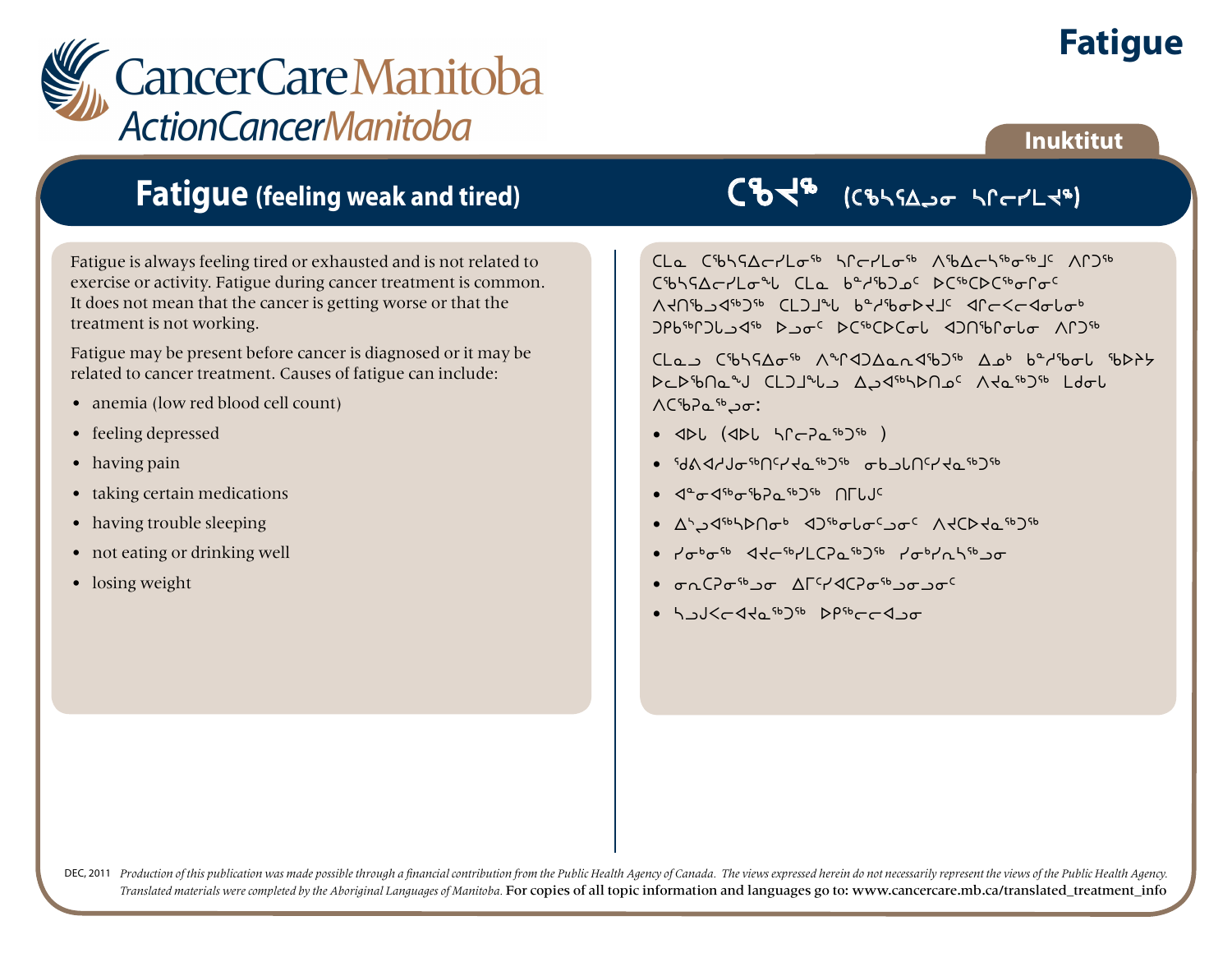# Fatigue

**Inuktitut**

## Fatigue (feeling weak and tired)

Fatigue is always feeling tired or exhausted and is not related to exercise or activity. Fatigue during cancer treatment is common. It does not mean that the cancer is getting worse or that the treatment is not working.

Fatigue may be present before cancer is diagnosed or it may be related to cancer treatment. Causes of fatigue can include:

- anemia (low red blood cell count)
- feeling depressed
- having pain
- taking certain medications
- having trouble sleeping
- not eating or drinking well
- losing weight

## ᑕᖃᔪᖅ (ᑕᖃᓴᕿᐅᓗᓂ ᓴᒋᓕᓯᒪᔪᖅ)

ᑕᒪᓇ ᑕᖃᓴᕿᐃᓂᓯᒪᓂᖅ ᓴᒋᓕᓯᒪᓂᖅ ᐱᖁᐃᓕᓴᖕᓂᖕᒧᑦ ᐱᒋᑦᖅ ᑕᖃᓴᕿᐃᓂᓯᒪᓂᖓ ᑕᒪᓇ ᑲᓐᓯᕋᓄᑦ ᐅᑕᖅᑕᐅᑕᖅᓯᕐᓂᑦ ᐱᔪᑎᖃᑐᐊᖅᑐᖅ ᑕᒪᑐᒧᖓ ᑲᓐᓯᖃᓂᐅᔪᒧᑦ ᐊᒋᓕᐸᓕᐊᓂᒪᓂᒃ ᑐᑭᖅᒋᑐᓗᐊᖅ ᐅᓗᓂᑦ ᐅᑕᖅᑕᐅᑕᓂᒪ ᐊᑐᑎᖅᒋᓂᒪᓂ ᐱᒋᑦᖅ

ᑕᒪᓇᓗ ᑕᖃᓴᕿᐃᓂᖅ ᐱᕐᒋᐊᑐᐃᓇᑎᐊᖅᑐᖅ ᐃᓄᒃ ᑲᓐᓯᖃᓂᒪ ᖃᐅᔨᔭ ᐅᓚᐅᖅᑎᓇᖕᒍ ᑕᒪᑐᒧᖓᓗ ᐃᓗᐊᖅᓴᐅᑎᓄᑦ ᐱᔪᓐᖅᑐᖅ ᒪᔪᓂᒪ ᐱᑕᖅᑭᓇᖅᑐᓂ:

- ᐊᐅᒪ (ᐊᐅᒪ ᓴᒋᓕᕈᓇᖅᑐᖅ)
- ᖁᕕᐊᓯᒍᓐᓂᖅᑎᑦᓯᔪᓇᖅᑐᖅ ᓂᕆᓗᒪᑎᑦᓯᔪᓇᖅᑐᖅ
- ᐊᓐᓂᐊᖅᓂᖅᑭᓇᖅᑐᖅ ᑎᒥᒧᑦ
- ᐃᓱᓗᐊᖅᓴᐅᑎᓃ ᐊᑐᖅᓂᒪᓂᑦᓗᓂᑦ ᐱᔪᑕᐅᔪᓇᖅᑐᖅ
- ᓯᓂᒃᓂᖅ ᐊᔪᕐᓯᒪᑕᕈᓇᖅᑐᖅ ᓯᓂᒃᓯᓇᓴᖅᓗᓂ
- ᓂᕆᑕᕈᓐᓂᖅᓗᓂ ᐃᒥᑦᓯᐊᑕᕈᓐᓂᖅᓗᓂᓗᓂᑦ
- ᓴᓗᒍᐸᓕᐊᔪᓇᖅᑐᖅ ᐅᑭᖅᓕᓕᐊᓗᓂ

DEC, 2011 *Production of this publication was made possible through a financial contribution from the Public Health Agency of Canada. The views expressed herein do not necessarily represent the views of the Public Health Agency. Translated materials were completed by the Aboriginal Languages of Manitoba.* For copies of all topic information and languages go to: www.cancercare.mb.ca/translated_treatment_info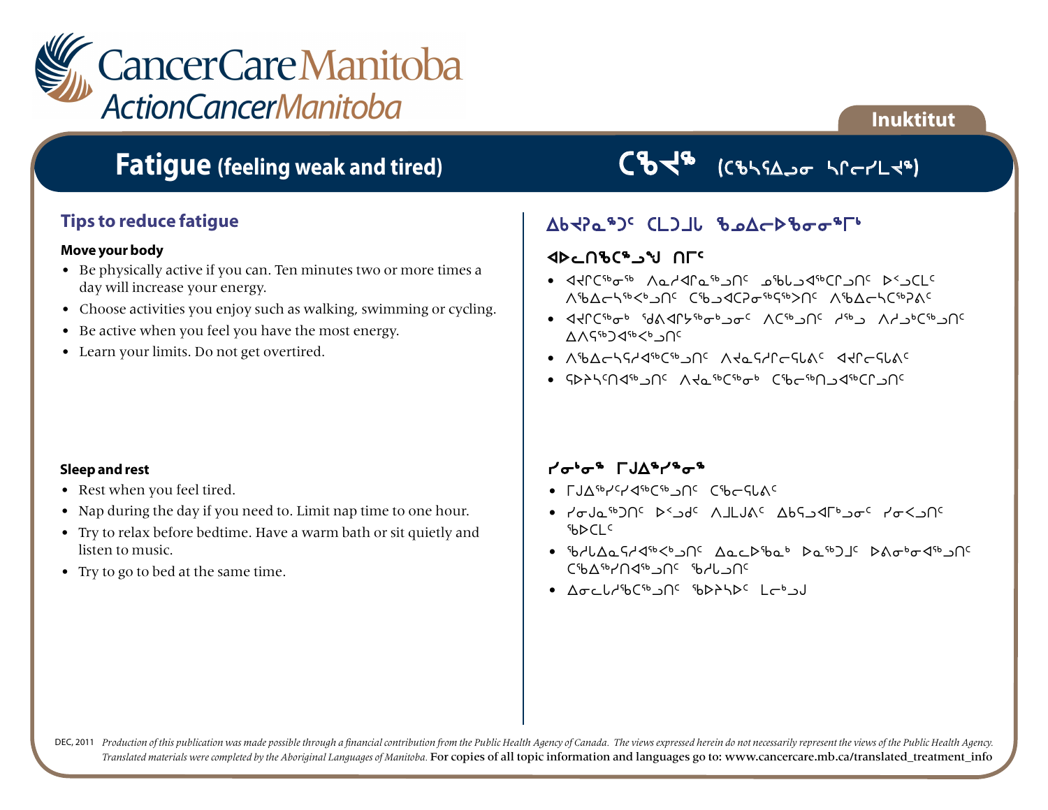# Fatigue (feeling weak and tired)

# ᑕᖄᔮᖅ (ᑕᖃᓴᕿᐃᓗᓂ ᓴᑎᓕᓯᒪᔮᖅ)

## Tips to reduce fatigue

### Move your body

- Be physically active if you can. Ten minutes two or more times a day will increase your energy.
- Choose activities you enjoy such as walking, swimming or cycling.
- Be active when you feel you have the most energy.
- Learn your limits. Do not get overtired.

### Sleep and rest

- Rest when you feel tired.
- Nap during the day if you need to. Limit nap time to one hour.
- Try to relax before bedtime. Have a warm bath or sit quietly and listen to music.
- Try to go to bed at the same time.

## ᐃᑲᔫᓇᖅᑐᑦ ᑕᒪᑐᒧᖓ ᖃᓄᐃᓕᐅᖃᓂᓂᖅᒥᒃ

### ᐊᐅᓚᑎᖃᑕᖅᓗᒍ ᑎᒥᑦ

- ᐊᔪᕿᑕᖅᓂᖅ ᐱᓇᓱᐊᕆᓇᖅᑐᓂᑦ ᓄᖅᑲᓗᐊᖅᑕᕆᓗᓂᑦ ᐅᐸᓗᑕᒪᑦ ᐱᖃᐃᓕᓴᖅᐸᒃᑐᓂᑦ ᑕᖃᓗᐊᑕᕈᓂᖅᕿᖅᐳᑎᑦ ᐱᖃᐃᓕᓴᑕᖅᐹᕕᑦ
- ᐊᔪᕿᑕᖅᓂᒃ ᖁᕕᐊᕈᔭᖅᓂᒃᑯᓂᑦ ᐱᑕᖅᑐᓂᑦ ᓱᖅᑯ ᐱᓱᒃᑕᖅᑐᓂᑦ ᐃᐱᕿᖅᑐᐊᖅᐸᒃᑯᓂᑦ
- ᐱᖃᐃᓕᓴᕿᓯᐊᖅᑕᖅᑐᓂᑦ ᐱᔪᓇᕿᓯᕆᓕᕿᓚᕕᑦ ᐊᔪᕿᓕᕿᓚᕕᑦ
- ᕿᐅᔾᔭᓯᑎᐊᖅᑐᓂᑦ ᐱᔪᓇᖅᑕᖅᓂᒃ ᑕᖃᓕᖅᑎᓗᐊᖅᑕᕆᓗᓂᑦ

### ᓯᓂᒃᓂᖅ ᒥᒍᐃᖅᓯᖅᓂᖅ

- ᒥᒍᐃᖅᓯᓯᐊᖅᑕᖅᑐᓂᑦ ᑕᖃᓕᕿᓚᕕᑦ
- ᓯᓂᒍᓇᖅᑐᑎᑦ ᐅᐸᓗᑯᑦ ᐱᒧᒪᕕᑦ ᐃᑲᕿᓗᐊᒥᒃᑯᓂᑦ ᓯᓂᐸᓗᑎᑦ ᖃᐅᑕᒪᑦ
- ᖃᓯᒪᐃᓇᕿᓯᐊᖅᐸᒃᑯᓂᑦ ᐃᓇᓚᐅᖃᒃ ᐅᓇᖅᑐᒧᑦ ᐅᕕᓂᒃᓂᐊᖅᑐᓂᑦ ᑕᖃᐃᖅᓯᑎᐊᖅᑐᓂᑦ ᖃᓯᒪᓗᓂᑦ
- ᐃᓂᓚᒪᓯᖃᑕᖅᑐᓂᑦ ᖃᐅᔨᓴᐅᑦ ᒪᓕᒃᑐᒍ

DEC, 2011 *Production of this publication was made possible through a financial contribution from the Public Health Agency of Canada. The views expressed herein do not necessarily represent the views of the Public Health Agency. Translated materials were completed by the Aboriginal Languages of Manitoba.* For copies of all topic information and languages go to: www.cancercare.mb.ca/translated_treatment_info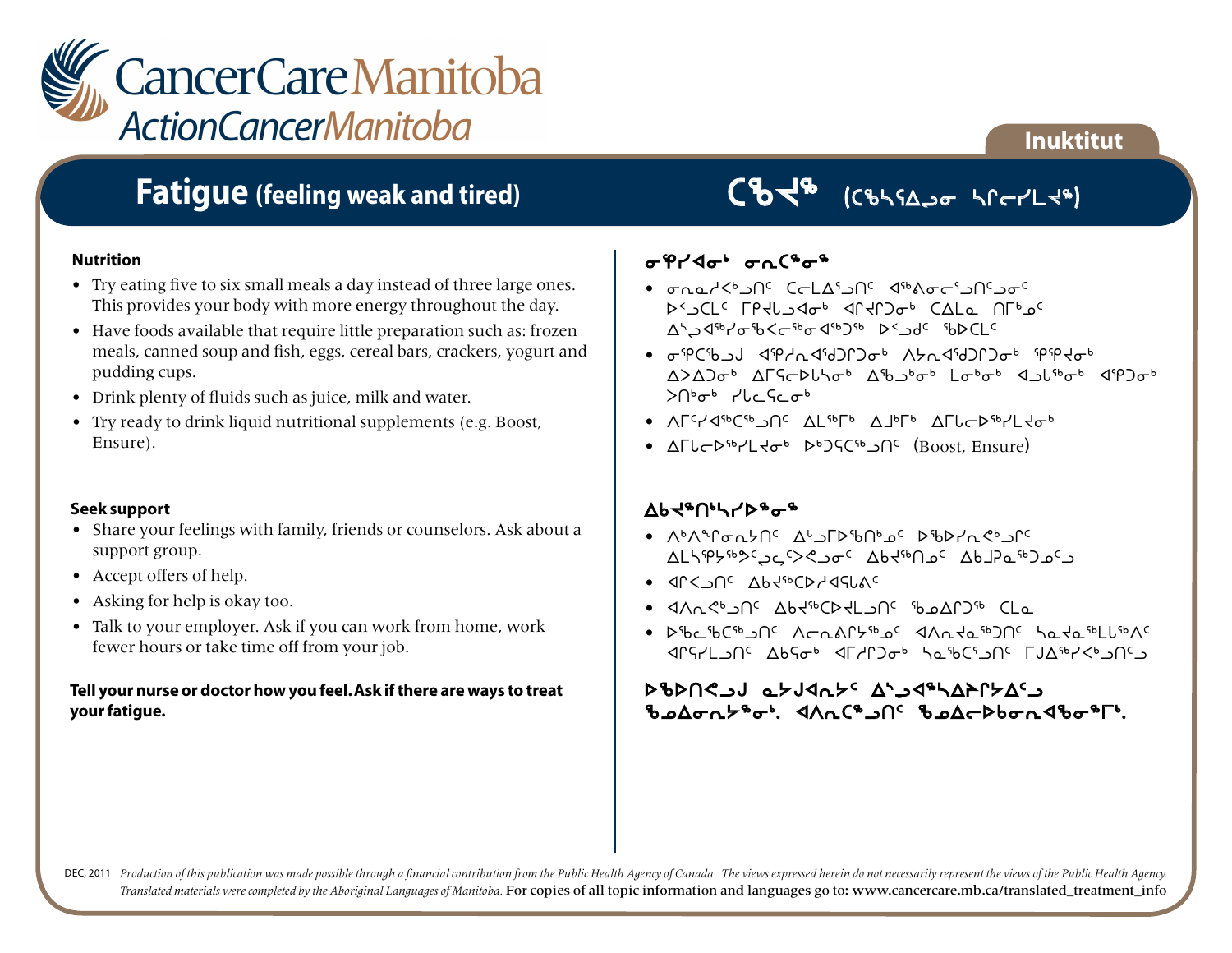CancerCare Manitoba
*ActionCancerManitoba*

Inuktitut

# Fatigue (feeling weak and tired)

# ᑕᖃᔪᖅ (ᑕᖃᓴᕐᐃᓗᓂ ᓴᒋᓕᓯᒪᔪᖅ)

### Nutrition

- Try eating five to six small meals a day instead of three large ones. This provides your body with more energy throughout the day.
- Have foods available that require little preparation such as: frozen meals, canned soup and fish, eggs, cereal bars, crackers, yogurt and pudding cups.
- Drink plenty of fluids such as juice, milk and water.
- Try ready to drink liquid nutritional supplements (e.g. Boost, Ensure).

### Seek support

- Share your feelings with family, friends or counselors. Ask about a support group.
- Accept offers of help.
- Asking for help is okay too.
- Talk to your employer. Ask if you can work from home, work fewer hours or take time off from your job.

**Tell your nurse or doctor how you feel. Ask if there are ways to treat your fatigue.**

### ᓂᕿᓯᐊᓂᒃ ᓂᕆᑕᕐᓂᖅ

- ᓂᕆᓇᓱᐸᒃᓗᑎᑦ ᑕᓪᓕᒪᐃᕐᓗᑎᑦ ᐊᕐᕕᓂᓕᕐᓗᑎᑦᓗᓂᑦ ᐅᐸᓗᑕᒪᑦ ᒥᑭᔪᓗᐊᓂᒃ ᐊᒋᔨᒋᓂᒃ ᑕᐃᒪᓐᓇ ᑎᒥᒃᑯᑦ ᐃᓪᓗᐊᕐᓯᓂᖃᓪᓚᕐᓂᐊᕐᑐᖅ ᐅᐸᓗᑯᑦ ᖃᐅᑕᒪᑦ
- ᓂᕿᑕᖃᓗᒍ ᐊᕿᓱᕆᐊᕐᑯᑎᒋᓂᒃ ᐱᓴᕆᐊᕐᑯᑎᒋᓂᒃ ᕿᕿᔭᓂᒃ ᐃᐳᐃᑐᓂᒃ ᐃᒥᕐᓚᐅᒐᓴᓂᒃ ᐃᖃᓗᒃᓂᒃ ᒪᓂᒃᓂᒃ ᐊᓗᒐᕐᓂᒃ ᐊᕿᑐᓂᒃ ᐳᑎᒃᓂᒃ ᓯᒐᓚᕐᓚᓂᒃ
- ᐱᒋᑦᓯᐊᕐᑕᕐᓗᑎᑦ ᐃᒪᕐᒥᒃ ᐃᒧᒃᒥᒃ ᐃᒥᒐᓚᐅᕐᓯᒪᔪᓂᒃ
- ᐃᒥᒐᓚᐅᕐᓯᒪᔪᓂᒃ ᐅᒃᑐᕋᕐᑕᕐᓗᑎᑦ (Boost, Ensure)

### ᐃᑲᔪᖅᑎᒃᓴᓯᐅᖅᓂᖅ

- ᐱᒃᐱᖏᓂᓴᔨᑦ ᐃᒡᓗᒥᐅᖃᑎᒃᑯᑦ ᐅᖃᐅᓯᕆᐸᒃᓗᑎᑦ ᐃᒪᓴᕿᔭᕐᔪᑦᓗᑦᓯᐸᓗᓂᑦ ᐃᑲᔪᕐᑎᓄᑦ ᐃᑲᒧᖅᓇᕐᑐᓄᑦᓗ
- ᐊᑎᐸᓗᑎᑦ ᐃᑲᔪᕐᑕᐅᓯᐊᕋᒪᐱᑦ
- ᐊᐱᕆᐸᒃᓗᑎᑦ ᐃᑲᔪᕐᑕᐅᔭᒪᓗᑎᑦ ᖃᓄᐃᒋᑐᕐ ᑕᒪᓇ
- ᐅᖃᓚᖅᑕᕐᓗᑎᑦ ᐱᓕᕆᑎᒋᔪᕐᓄᑦ ᐊᐱᕆᔭᓇᕐᑐᑦ ᓴᓇᔭᓇᕐᒪᒐᕐᐱᑦ ᐊᒋᕋᓯᒪᓗᑎᑦ ᐃᑲᕋᓂᒃ ᐊᒥᓯᒋᑐᓂᒃ ᓴᓇᕐᑕᕐᓗᑎᑦ ᒥᑐᐃᕐᓯᐸᒃᓗᑎᑦᓗ

**ᐅᖃᐅᑎᐸᓗᒍ ᓇᔪᒍᐊᕆᔭᑦ ᐃᓪᓗᐊᖅᓴᐃᔨᒋᔭᐃᑦᓗ ᖃᓄᐃᓂᕆᔭᖅᓂᒃ. ᐊᐱᕆᑕᖅᓗᑎᑦ ᖃᓄᐃᓕᐅᖃᑦᓂᕆᐊᖃᕐᓂᖅᒥᒃ.**

DEC, 2011 *Production of this publication was made possible through a financial contribution from the Public Health Agency of Canada. The views expressed herein do not necessarily represent the views of the Public Health Agency. Translated materials were completed by the Aboriginal Languages of Manitoba.* For copies of all topic information and languages go to: www.cancercare.mb.ca/translated_treatment_info